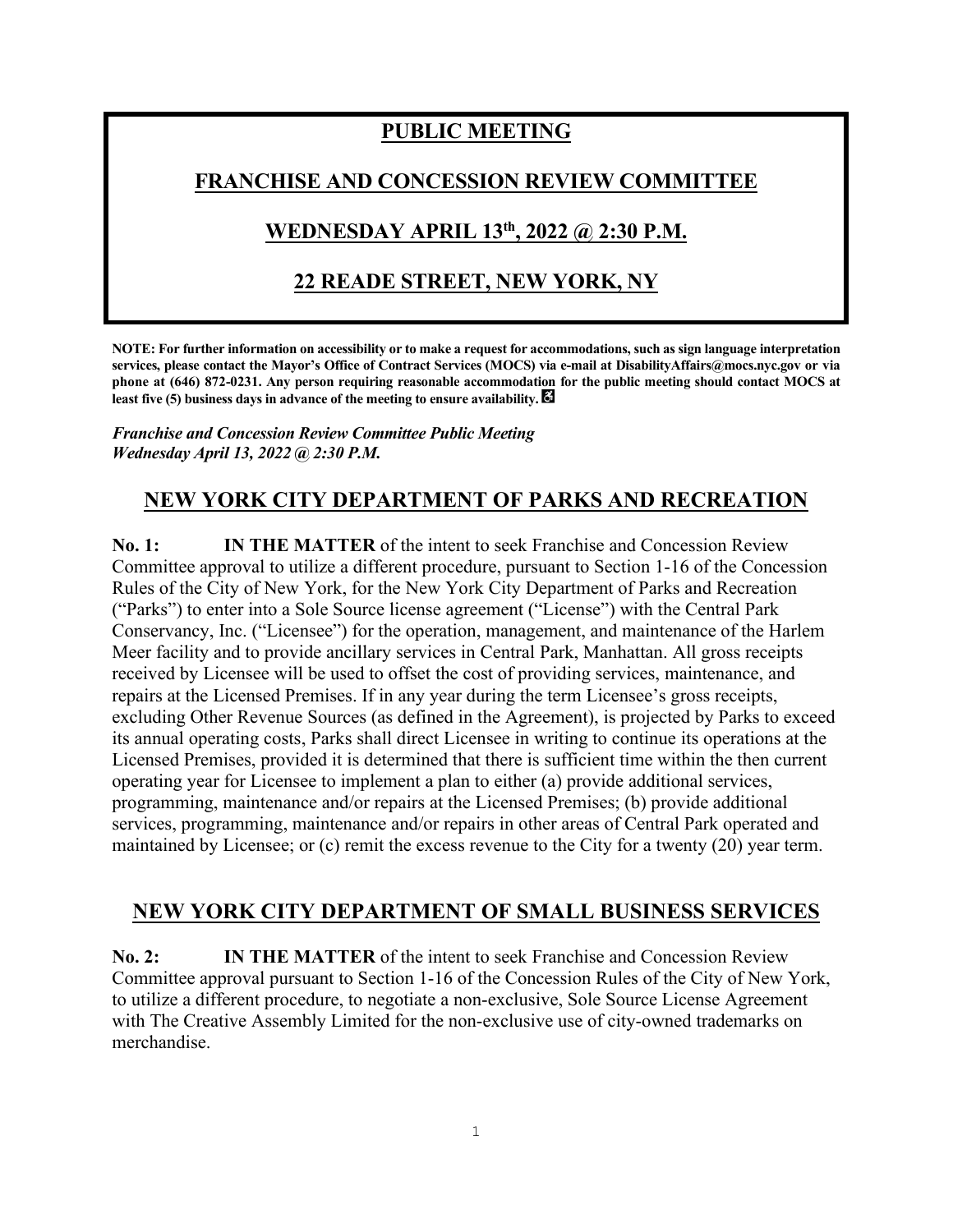# PUBLIC MEETING

# FRANCHISE AND CONCESSION REVIEW COMMITTEE

# WEDNESDAY APRIL 13th, 2022 @ 2:30 P.M.

# 22 READE STREET, NEW YORK, NY

**NOTE: For further information on accessibility or to make a request for accommodations, such as sign language interpretation services, please contact the Mayor's Office of Contract Services (MOCS) via e-mail at DisabilityAffairs@mocs.nyc.gov or via phone at (646) 872-0231. Any person requiring reasonable accommodation for the public meeting should contact MOCS at least five (5) business days in advance of the meeting to ensure availability.** ♿

***Franchise and Concession Review Committee Public Meeting***
***Wednesday April 13, 2022 @ 2:30 P.M.***

## NEW YORK CITY DEPARTMENT OF PARKS AND RECREATION

**No. 1:** **IN THE MATTER** of the intent to seek Franchise and Concession Review Committee approval to utilize a different procedure, pursuant to Section 1-16 of the Concession Rules of the City of New York, for the New York City Department of Parks and Recreation ("Parks") to enter into a Sole Source license agreement ("License") with the Central Park Conservancy, Inc. ("Licensee") for the operation, management, and maintenance of the Harlem Meer facility and to provide ancillary services in Central Park, Manhattan. All gross receipts received by Licensee will be used to offset the cost of providing services, maintenance, and repairs at the Licensed Premises. If in any year during the term Licensee's gross receipts, excluding Other Revenue Sources (as defined in the Agreement), is projected by Parks to exceed its annual operating costs, Parks shall direct Licensee in writing to continue its operations at the Licensed Premises, provided it is determined that there is sufficient time within the then current operating year for Licensee to implement a plan to either (a) provide additional services, programming, maintenance and/or repairs at the Licensed Premises; (b) provide additional services, programming, maintenance and/or repairs in other areas of Central Park operated and maintained by Licensee; or (c) remit the excess revenue to the City for a twenty (20) year term.

## NEW YORK CITY DEPARTMENT OF SMALL BUSINESS SERVICES

**No. 2:** **IN THE MATTER** of the intent to seek Franchise and Concession Review Committee approval pursuant to Section 1-16 of the Concession Rules of the City of New York, to utilize a different procedure, to negotiate a non-exclusive, Sole Source License Agreement with The Creative Assembly Limited for the non-exclusive use of city-owned trademarks on merchandise.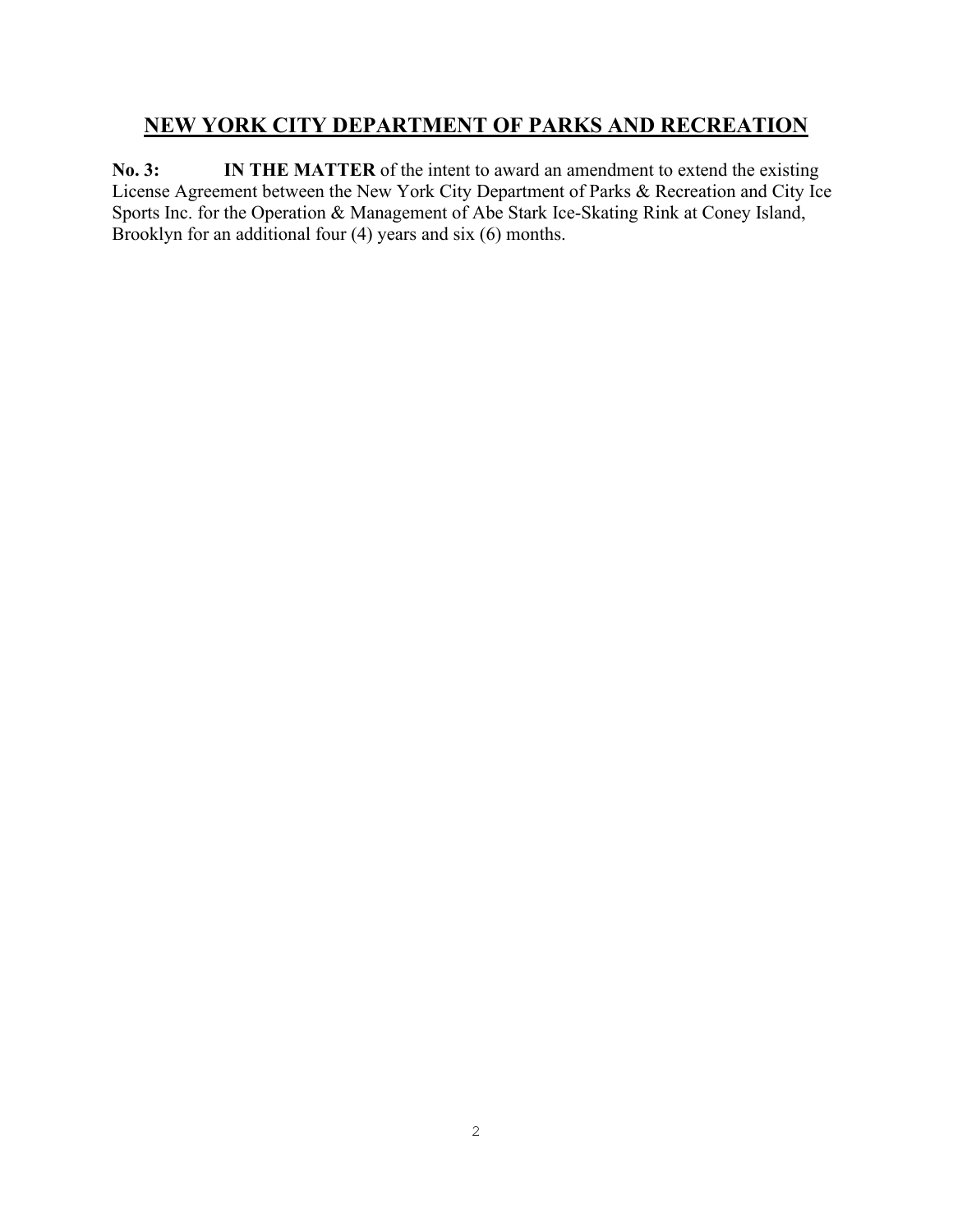## NEW YORK CITY DEPARTMENT OF PARKS AND RECREATION

**No. 3:** **IN THE MATTER** of the intent to award an amendment to extend the existing License Agreement between the New York City Department of Parks & Recreation and City Ice Sports Inc. for the Operation & Management of Abe Stark Ice-Skating Rink at Coney Island, Brooklyn for an additional four (4) years and six (6) months.